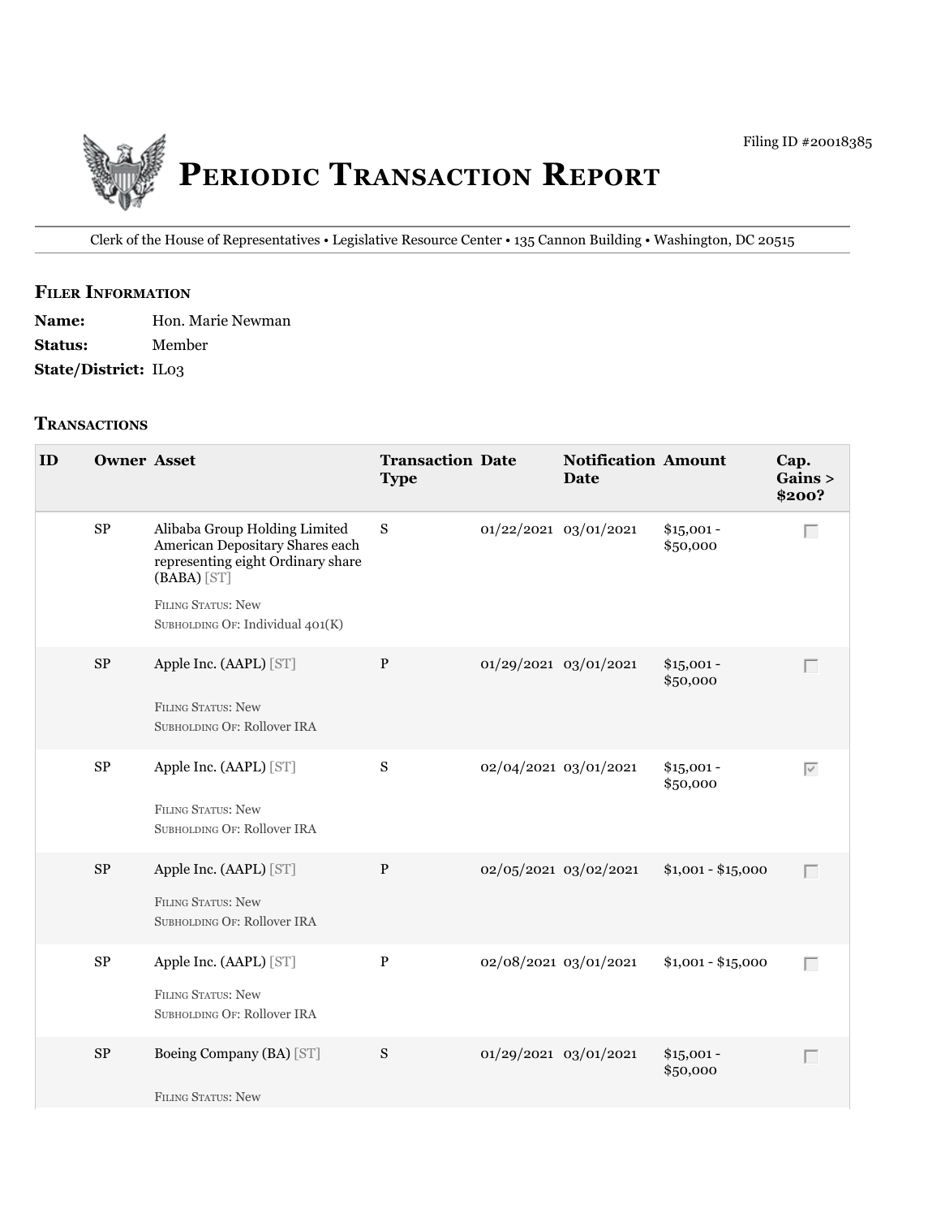Filing ID #20018385

# Periodic Transaction Report

Clerk of the House of Representatives • Legislative Resource Center • 135 Cannon Building • Washington, DC 20515

## Filer Information

**Name:** Hon. Marie Newman

**Status:** Member

**State/District:** IL03

## Transactions

| ID | Owner | Asset | Transaction Type | Date | Notification Date | Amount | Cap. Gains > $200? |
|---|---|---|---|---|---|---|---|
| | SP | Alibaba Group Holding Limited American Depositary Shares each representing eight Ordinary share (BABA) [ST]<br><br>Filing Status: New<br>Subholding Of: Individual 401(K) | S | 01/22/2021 | 03/01/2021 | $15,001 - $50,000 | ☐ |
| | SP | Apple Inc. (AAPL) [ST]<br><br>Filing Status: New<br>Subholding Of: Rollover IRA | P | 01/29/2021 | 03/01/2021 | $15,001 - $50,000 | ☐ |
| | SP | Apple Inc. (AAPL) [ST]<br><br>Filing Status: New<br>Subholding Of: Rollover IRA | S | 02/04/2021 | 03/01/2021 | $15,001 - $50,000 | ☑ |
| | SP | Apple Inc. (AAPL) [ST]<br><br>Filing Status: New<br>Subholding Of: Rollover IRA | P | 02/05/2021 | 03/02/2021 | $1,001 - $15,000 | ☐ |
| | SP | Apple Inc. (AAPL) [ST]<br><br>Filing Status: New<br>Subholding Of: Rollover IRA | P | 02/08/2021 | 03/01/2021 | $1,001 - $15,000 | ☐ |
| | SP | Boeing Company (BA) [ST]<br><br>Filing Status: New | S | 01/29/2021 | 03/01/2021 | $15,001 - $50,000 | ☐ |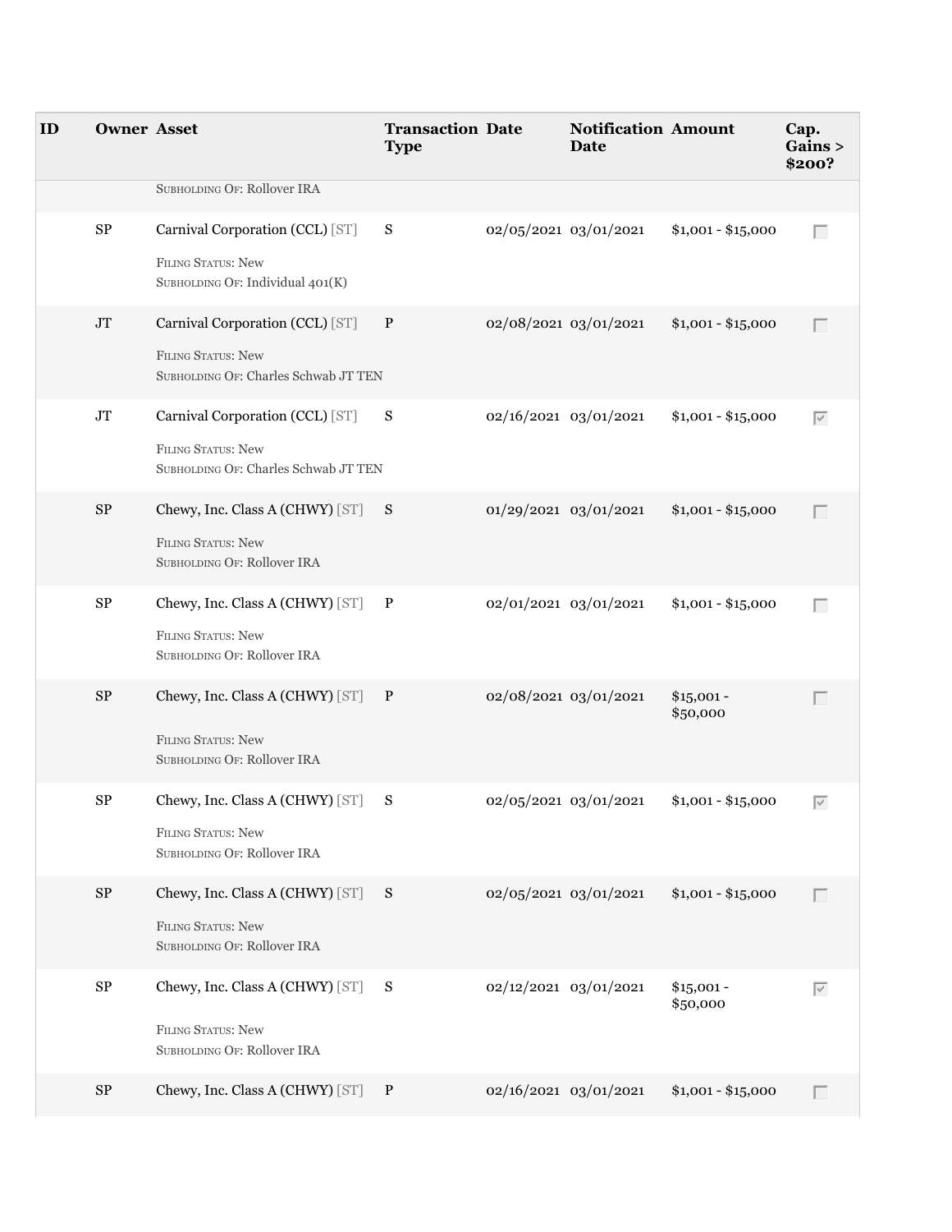| ID | Owner | Asset | Transaction Type | Date | Notification Date | Amount | Cap. Gains > $200? |
|---|---|---|---|---|---|---|---|
| | | SUBHOLDING OF: Rollover IRA | | | | | |
| | SP | Carnival Corporation (CCL) [ST]<br>FILING STATUS: New<br>SUBHOLDING OF: Individual 401(K) | S | 02/05/2021 | 03/01/2021 | $1,001 - $15,000 | ☐ |
| | JT | Carnival Corporation (CCL) [ST]<br>FILING STATUS: New<br>SUBHOLDING OF: Charles Schwab JT TEN | P | 02/08/2021 | 03/01/2021 | $1,001 - $15,000 | ☐ |
| | JT | Carnival Corporation (CCL) [ST]<br>FILING STATUS: New<br>SUBHOLDING OF: Charles Schwab JT TEN | S | 02/16/2021 | 03/01/2021 | $1,001 - $15,000 | ☑ |
| | SP | Chewy, Inc. Class A (CHWY) [ST]<br>FILING STATUS: New<br>SUBHOLDING OF: Rollover IRA | S | 01/29/2021 | 03/01/2021 | $1,001 - $15,000 | ☐ |
| | SP | Chewy, Inc. Class A (CHWY) [ST]<br>FILING STATUS: New<br>SUBHOLDING OF: Rollover IRA | P | 02/01/2021 | 03/01/2021 | $1,001 - $15,000 | ☐ |
| | SP | Chewy, Inc. Class A (CHWY) [ST]<br>FILING STATUS: New<br>SUBHOLDING OF: Rollover IRA | P | 02/08/2021 | 03/01/2021 | $15,001 - $50,000 | ☐ |
| | SP | Chewy, Inc. Class A (CHWY) [ST]<br>FILING STATUS: New<br>SUBHOLDING OF: Rollover IRA | S | 02/05/2021 | 03/01/2021 | $1,001 - $15,000 | ☑ |
| | SP | Chewy, Inc. Class A (CHWY) [ST]<br>FILING STATUS: New<br>SUBHOLDING OF: Rollover IRA | S | 02/05/2021 | 03/01/2021 | $1,001 - $15,000 | ☐ |
| | SP | Chewy, Inc. Class A (CHWY) [ST]<br>FILING STATUS: New<br>SUBHOLDING OF: Rollover IRA | S | 02/12/2021 | 03/01/2021 | $15,001 - $50,000 | ☑ |
| | SP | Chewy, Inc. Class A (CHWY) [ST] | P | 02/16/2021 | 03/01/2021 | $1,001 - $15,000 | ☐ |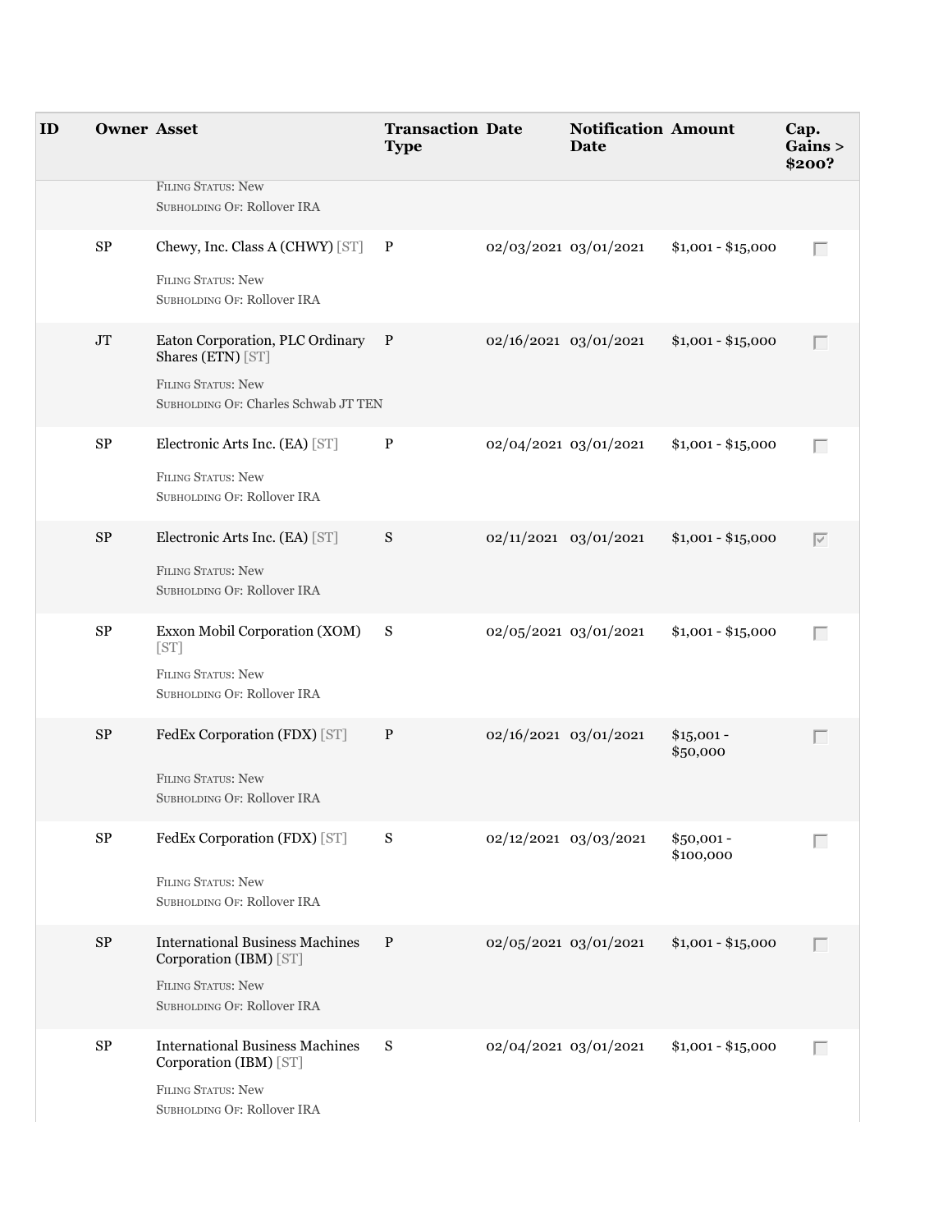| ID | Owner | Asset | Transaction Type | Date | Notification Date | Amount | Cap. Gains > $200? |
| --- | --- | --- | --- | --- | --- | --- | --- |
| | | FILING STATUS: New<br>SUBHOLDING OF: Rollover IRA | | | | | |
| | SP | Chewy, Inc. Class A (CHWY) [ST]<br>FILING STATUS: New<br>SUBHOLDING OF: Rollover IRA | P | 02/03/2021 | 03/01/2021 | $1,001 - $15,000 | ☐ |
| | JT | Eaton Corporation, PLC Ordinary Shares (ETN) [ST]<br>FILING STATUS: New<br>SUBHOLDING OF: Charles Schwab JT TEN | P | 02/16/2021 | 03/01/2021 | $1,001 - $15,000 | ☐ |
| | SP | Electronic Arts Inc. (EA) [ST]<br>FILING STATUS: New<br>SUBHOLDING OF: Rollover IRA | P | 02/04/2021 | 03/01/2021 | $1,001 - $15,000 | ☐ |
| | SP | Electronic Arts Inc. (EA) [ST]<br>FILING STATUS: New<br>SUBHOLDING OF: Rollover IRA | S | 02/11/2021 | 03/01/2021 | $1,001 - $15,000 | ☑ |
| | SP | Exxon Mobil Corporation (XOM) [ST]<br>FILING STATUS: New<br>SUBHOLDING OF: Rollover IRA | S | 02/05/2021 | 03/01/2021 | $1,001 - $15,000 | ☐ |
| | SP | FedEx Corporation (FDX) [ST]<br>FILING STATUS: New<br>SUBHOLDING OF: Rollover IRA | P | 02/16/2021 | 03/01/2021 | $15,001 - $50,000 | ☐ |
| | SP | FedEx Corporation (FDX) [ST]<br>FILING STATUS: New<br>SUBHOLDING OF: Rollover IRA | S | 02/12/2021 | 03/03/2021 | $50,001 - $100,000 | ☐ |
| | SP | International Business Machines Corporation (IBM) [ST]<br>FILING STATUS: New<br>SUBHOLDING OF: Rollover IRA | P | 02/05/2021 | 03/01/2021 | $1,001 - $15,000 | ☐ |
| | SP | International Business Machines Corporation (IBM) [ST]<br>FILING STATUS: New<br>SUBHOLDING OF: Rollover IRA | S | 02/04/2021 | 03/01/2021 | $1,001 - $15,000 | ☐ |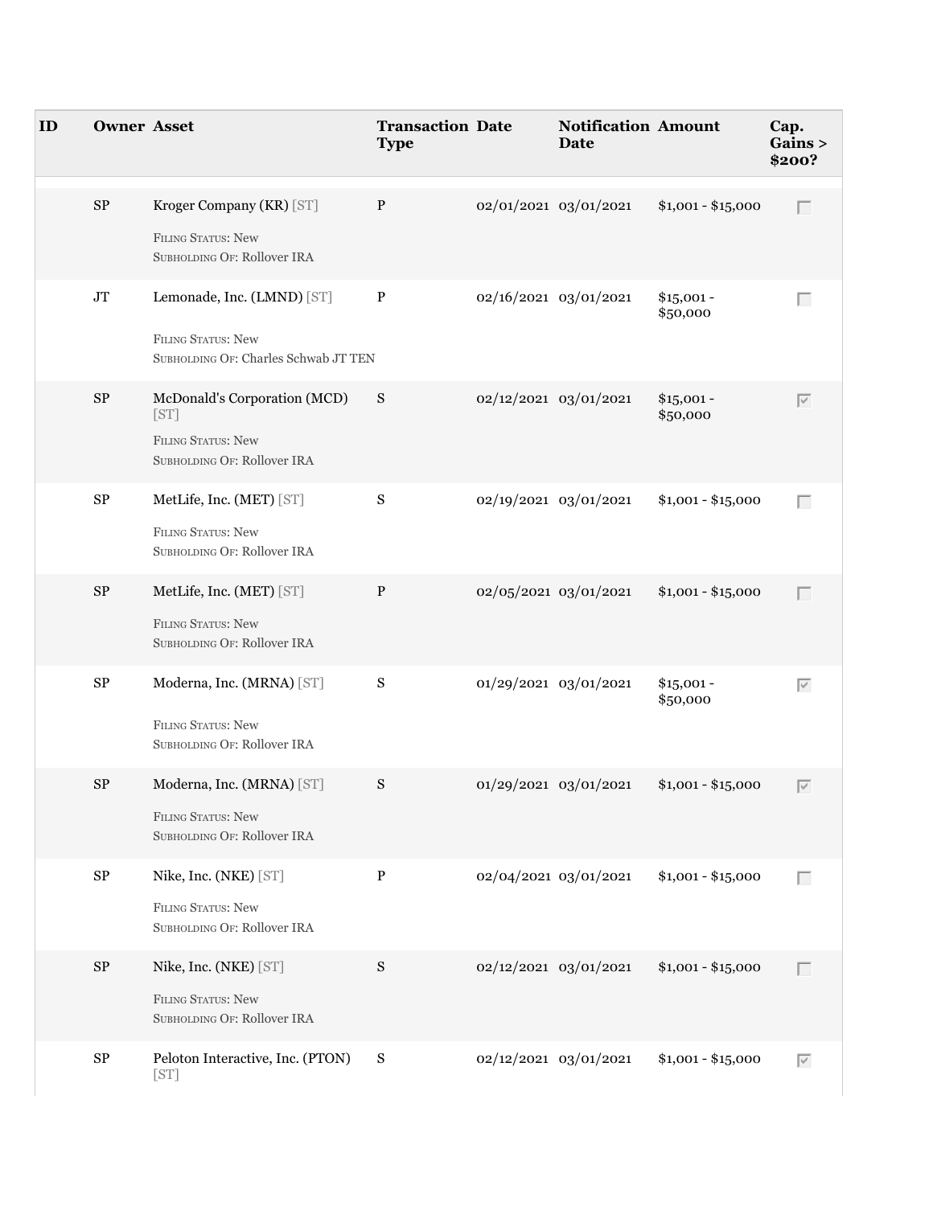| ID | Owner | Asset | Transaction Type | Date | Notification Date | Amount | Cap. Gains > $200? |
| --- | --- | --- | --- | --- | --- | --- | --- |
| | SP | Kroger Company (KR) [ST]<br>Filing Status: New<br>Subholding Of: Rollover IRA | P | 02/01/2021 | 03/01/2021 | $1,001 - $15,000 | ☐ |
| | JT | Lemonade, Inc. (LMND) [ST]<br>Filing Status: New<br>Subholding Of: Charles Schwab JT TEN | P | 02/16/2021 | 03/01/2021 | $15,001 - $50,000 | ☐ |
| | SP | McDonald's Corporation (MCD) [ST]<br>Filing Status: New<br>Subholding Of: Rollover IRA | S | 02/12/2021 | 03/01/2021 | $15,001 - $50,000 | ☑ |
| | SP | MetLife, Inc. (MET) [ST]<br>Filing Status: New<br>Subholding Of: Rollover IRA | S | 02/19/2021 | 03/01/2021 | $1,001 - $15,000 | ☐ |
| | SP | MetLife, Inc. (MET) [ST]<br>Filing Status: New<br>Subholding Of: Rollover IRA | P | 02/05/2021 | 03/01/2021 | $1,001 - $15,000 | ☐ |
| | SP | Moderna, Inc. (MRNA) [ST]<br>Filing Status: New<br>Subholding Of: Rollover IRA | S | 01/29/2021 | 03/01/2021 | $15,001 - $50,000 | ☑ |
| | SP | Moderna, Inc. (MRNA) [ST]<br>Filing Status: New<br>Subholding Of: Rollover IRA | S | 01/29/2021 | 03/01/2021 | $1,001 - $15,000 | ☑ |
| | SP | Nike, Inc. (NKE) [ST]<br>Filing Status: New<br>Subholding Of: Rollover IRA | P | 02/04/2021 | 03/01/2021 | $1,001 - $15,000 | ☐ |
| | SP | Nike, Inc. (NKE) [ST]<br>Filing Status: New<br>Subholding Of: Rollover IRA | S | 02/12/2021 | 03/01/2021 | $1,001 - $15,000 | ☐ |
| | SP | Peloton Interactive, Inc. (PTON) [ST] | S | 02/12/2021 | 03/01/2021 | $1,001 - $15,000 | ☑ |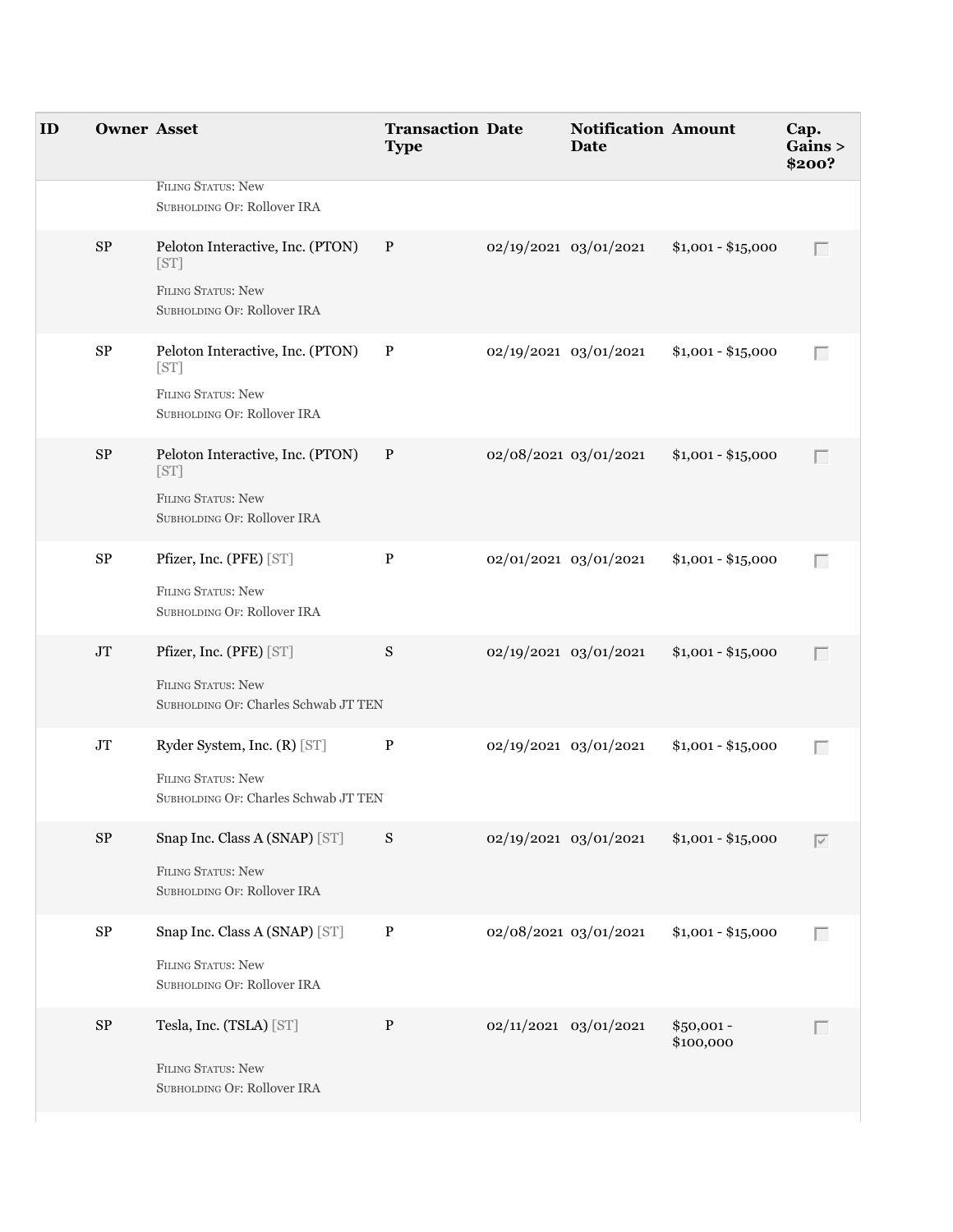| ID | Owner | Asset | Transaction Type | Date | Notification Date | Amount | Cap. Gains > $200? |
|---|---|---|---|---|---|---|---|
| | | FILING STATUS: New<br>SUBHOLDING OF: Rollover IRA | | | | | |
| | SP | Peloton Interactive, Inc. (PTON) [ST]<br>FILING STATUS: New<br>SUBHOLDING OF: Rollover IRA | P | 02/19/2021 | 03/01/2021 | $1,001 - $15,000 | ☐ |
| | SP | Peloton Interactive, Inc. (PTON) [ST]<br>FILING STATUS: New<br>SUBHOLDING OF: Rollover IRA | P | 02/19/2021 | 03/01/2021 | $1,001 - $15,000 | ☐ |
| | SP | Peloton Interactive, Inc. (PTON) [ST]<br>FILING STATUS: New<br>SUBHOLDING OF: Rollover IRA | P | 02/08/2021 | 03/01/2021 | $1,001 - $15,000 | ☐ |
| | SP | Pfizer, Inc. (PFE) [ST]<br>FILING STATUS: New<br>SUBHOLDING OF: Rollover IRA | P | 02/01/2021 | 03/01/2021 | $1,001 - $15,000 | ☐ |
| | JT | Pfizer, Inc. (PFE) [ST]<br>FILING STATUS: New<br>SUBHOLDING OF: Charles Schwab JT TEN | S | 02/19/2021 | 03/01/2021 | $1,001 - $15,000 | ☐ |
| | JT | Ryder System, Inc. (R) [ST]<br>FILING STATUS: New<br>SUBHOLDING OF: Charles Schwab JT TEN | P | 02/19/2021 | 03/01/2021 | $1,001 - $15,000 | ☐ |
| | SP | Snap Inc. Class A (SNAP) [ST]<br>FILING STATUS: New<br>SUBHOLDING OF: Rollover IRA | S | 02/19/2021 | 03/01/2021 | $1,001 - $15,000 | ☑ |
| | SP | Snap Inc. Class A (SNAP) [ST]<br>FILING STATUS: New<br>SUBHOLDING OF: Rollover IRA | P | 02/08/2021 | 03/01/2021 | $1,001 - $15,000 | ☐ |
| | SP | Tesla, Inc. (TSLA) [ST]<br>FILING STATUS: New<br>SUBHOLDING OF: Rollover IRA | P | 02/11/2021 | 03/01/2021 | $50,001 - $100,000 | ☐ |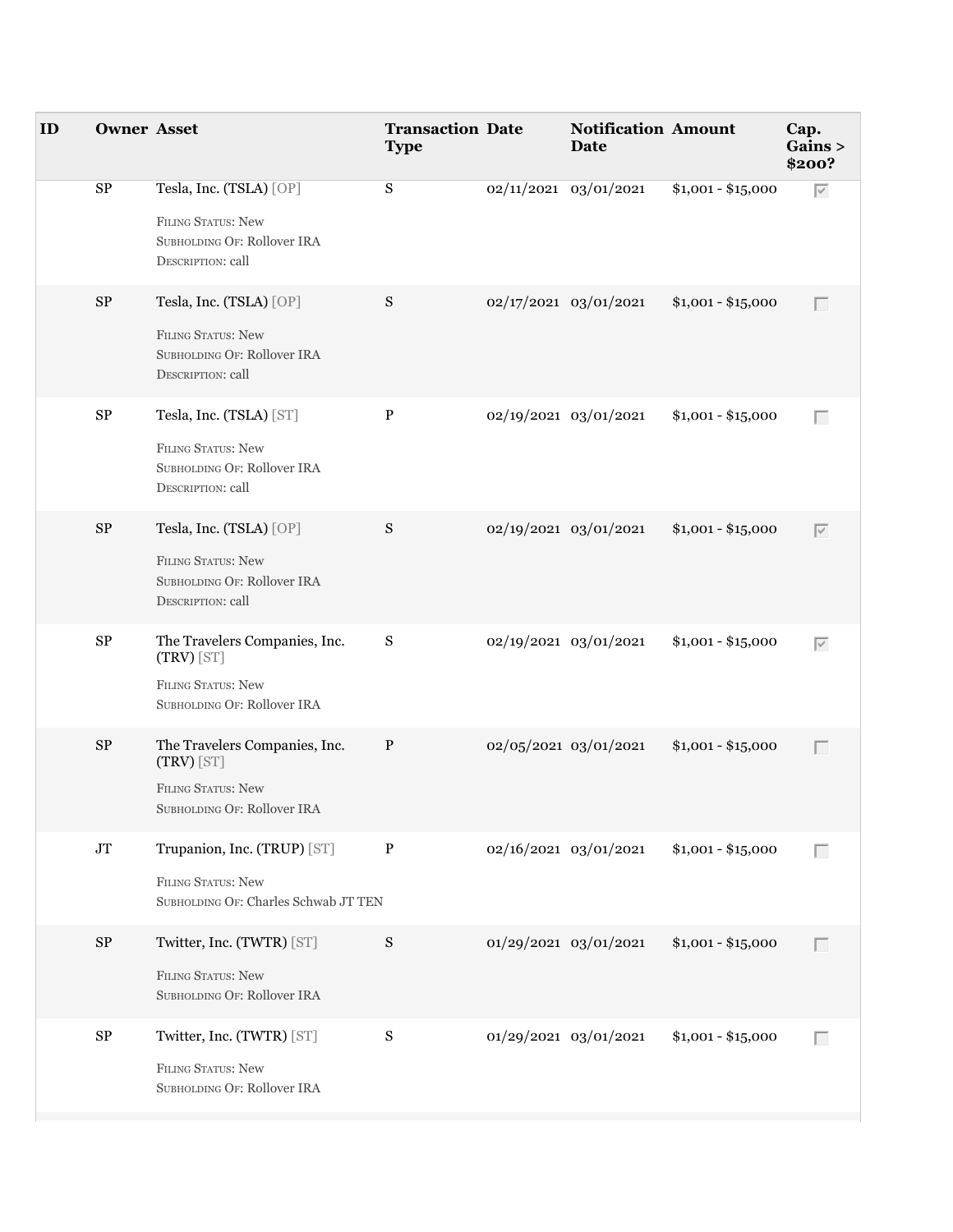| ID | Owner | Asset | Transaction Type | Date | Notification Date | Amount | Cap. Gains > $200? |
|---|---|---|---|---|---|---|---|
| | SP | Tesla, Inc. (TSLA) [OP]<br><br>Filing Status: New<br>Subholding Of: Rollover IRA<br>Description: call | S | 02/11/2021 | 03/01/2021 | $1,001 - $15,000 | ☑ |
| | SP | Tesla, Inc. (TSLA) [OP]<br><br>Filing Status: New<br>Subholding Of: Rollover IRA<br>Description: call | S | 02/17/2021 | 03/01/2021 | $1,001 - $15,000 | ☐ |
| | SP | Tesla, Inc. (TSLA) [ST]<br><br>Filing Status: New<br>Subholding Of: Rollover IRA<br>Description: call | P | 02/19/2021 | 03/01/2021 | $1,001 - $15,000 | ☐ |
| | SP | Tesla, Inc. (TSLA) [OP]<br><br>Filing Status: New<br>Subholding Of: Rollover IRA<br>Description: call | S | 02/19/2021 | 03/01/2021 | $1,001 - $15,000 | ☑ |
| | SP | The Travelers Companies, Inc. (TRV) [ST]<br><br>Filing Status: New<br>Subholding Of: Rollover IRA | S | 02/19/2021 | 03/01/2021 | $1,001 - $15,000 | ☑ |
| | SP | The Travelers Companies, Inc. (TRV) [ST]<br><br>Filing Status: New<br>Subholding Of: Rollover IRA | P | 02/05/2021 | 03/01/2021 | $1,001 - $15,000 | ☐ |
| | JT | Trupanion, Inc. (TRUP) [ST]<br><br>Filing Status: New<br>Subholding Of: Charles Schwab JT TEN | P | 02/16/2021 | 03/01/2021 | $1,001 - $15,000 | ☐ |
| | SP | Twitter, Inc. (TWTR) [ST]<br><br>Filing Status: New<br>Subholding Of: Rollover IRA | S | 01/29/2021 | 03/01/2021 | $1,001 - $15,000 | ☐ |
| | SP | Twitter, Inc. (TWTR) [ST]<br><br>Filing Status: New<br>Subholding Of: Rollover IRA | S | 01/29/2021 | 03/01/2021 | $1,001 - $15,000 | ☐ |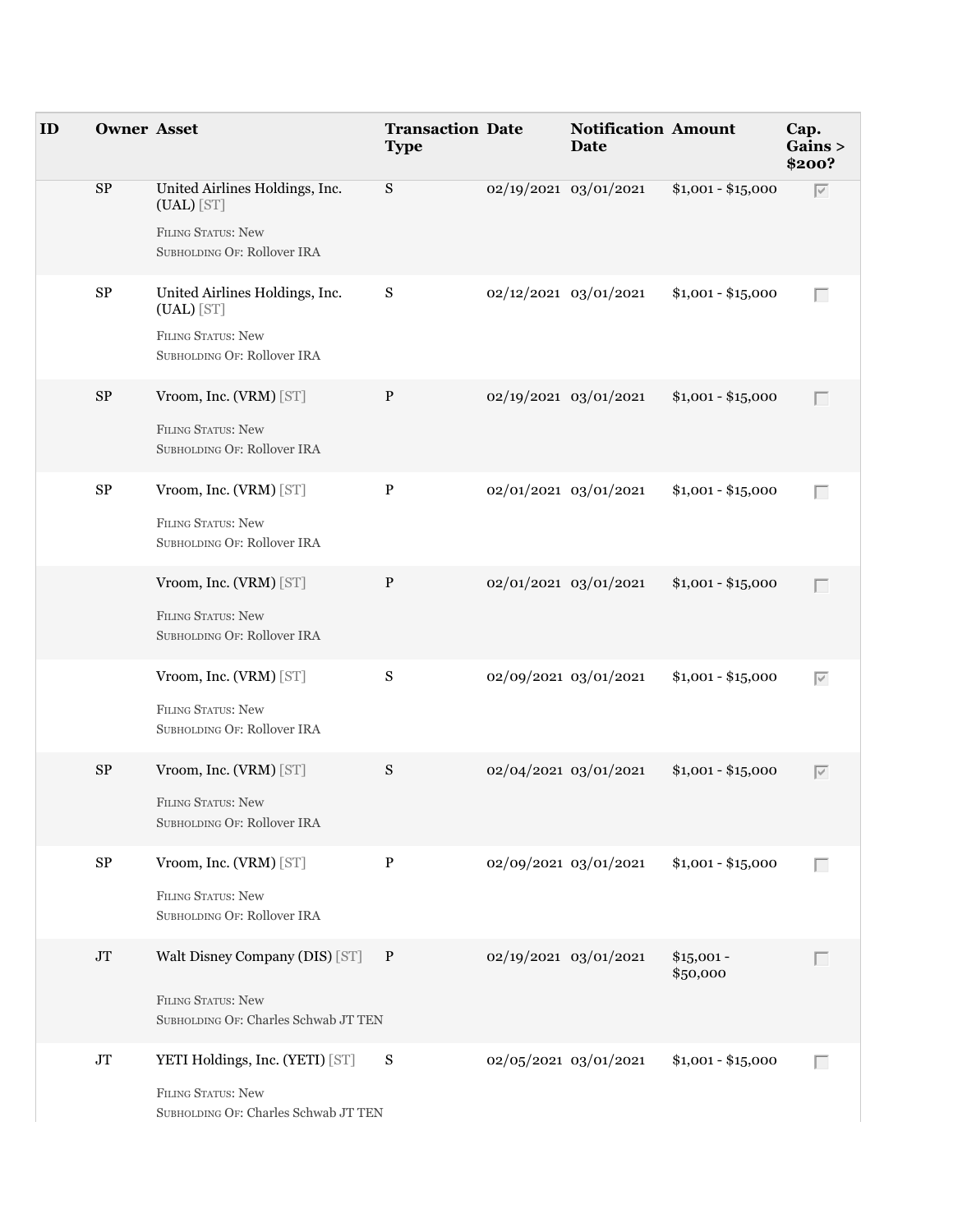| ID | Owner | Asset | Transaction Type | Date | Notification Date | Amount | Cap. Gains > $200? |
|---|---|---|---|---|---|---|---|
| | SP | United Airlines Holdings, Inc. (UAL) [ST]<br>FILING STATUS: New<br>SUBHOLDING OF: Rollover IRA | S | 02/19/2021 | 03/01/2021 | $1,001 - $15,000 | ☑ |
| | SP | United Airlines Holdings, Inc. (UAL) [ST]<br>FILING STATUS: New<br>SUBHOLDING OF: Rollover IRA | S | 02/12/2021 | 03/01/2021 | $1,001 - $15,000 | ☐ |
| | SP | Vroom, Inc. (VRM) [ST]<br>FILING STATUS: New<br>SUBHOLDING OF: Rollover IRA | P | 02/19/2021 | 03/01/2021 | $1,001 - $15,000 | ☐ |
| | SP | Vroom, Inc. (VRM) [ST]<br>FILING STATUS: New<br>SUBHOLDING OF: Rollover IRA | P | 02/01/2021 | 03/01/2021 | $1,001 - $15,000 | ☐ |
| | | Vroom, Inc. (VRM) [ST]<br>FILING STATUS: New<br>SUBHOLDING OF: Rollover IRA | P | 02/01/2021 | 03/01/2021 | $1,001 - $15,000 | ☐ |
| | | Vroom, Inc. (VRM) [ST]<br>FILING STATUS: New<br>SUBHOLDING OF: Rollover IRA | S | 02/09/2021 | 03/01/2021 | $1,001 - $15,000 | ☑ |
| | SP | Vroom, Inc. (VRM) [ST]<br>FILING STATUS: New<br>SUBHOLDING OF: Rollover IRA | S | 02/04/2021 | 03/01/2021 | $1,001 - $15,000 | ☑ |
| | SP | Vroom, Inc. (VRM) [ST]<br>FILING STATUS: New<br>SUBHOLDING OF: Rollover IRA | P | 02/09/2021 | 03/01/2021 | $1,001 - $15,000 | ☐ |
| | JT | Walt Disney Company (DIS) [ST]<br>FILING STATUS: New<br>SUBHOLDING OF: Charles Schwab JT TEN | P | 02/19/2021 | 03/01/2021 | $15,001 - $50,000 | ☐ |
| | JT | YETI Holdings, Inc. (YETI) [ST]<br>FILING STATUS: New<br>SUBHOLDING OF: Charles Schwab JT TEN | S | 02/05/2021 | 03/01/2021 | $1,001 - $15,000 | ☐ |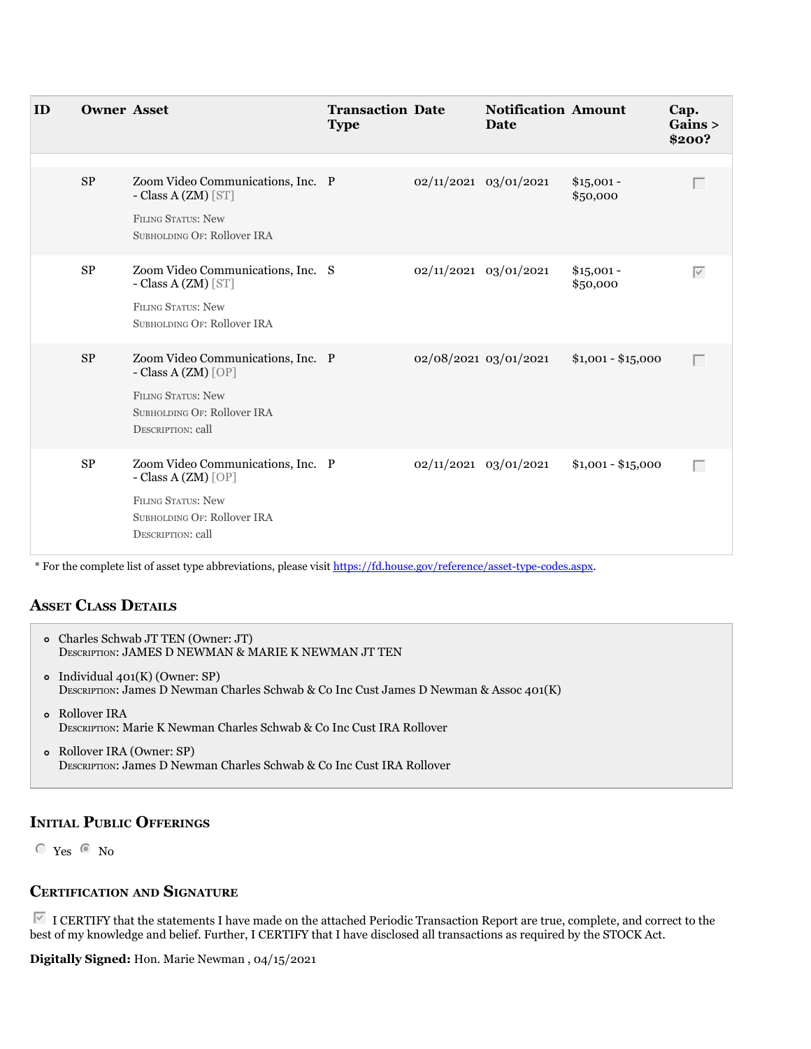| ID | Owner | Asset | Transaction Type | Date | Notification Date | Amount | Cap. Gains > $200? |
| --- | --- | --- | --- | --- | --- | --- | --- |
| | SP | Zoom Video Communications, Inc. - Class A (ZM) [ST]<br>Filing Status: New<br>Subholding Of: Rollover IRA | P | 02/11/2021 | 03/01/2021 | $15,001 - $50,000 | ☐ |
| | SP | Zoom Video Communications, Inc. - Class A (ZM) [ST]<br>Filing Status: New<br>Subholding Of: Rollover IRA | S | 02/11/2021 | 03/01/2021 | $15,001 - $50,000 | ☑ |
| | SP | Zoom Video Communications, Inc. - Class A (ZM) [OP]<br>Filing Status: New<br>Subholding Of: Rollover IRA<br>Description: call | P | 02/08/2021 | 03/01/2021 | $1,001 - $15,000 | ☐ |
| | SP | Zoom Video Communications, Inc. - Class A (ZM) [OP]<br>Filing Status: New<br>Subholding Of: Rollover IRA<br>Description: call | P | 02/11/2021 | 03/01/2021 | $1,001 - $15,000 | ☐ |

* For the complete list of asset type abbreviations, please visit https://fd.house.gov/reference/asset-type-codes.aspx.

## Asset Class Details

- Charles Schwab JT TEN (Owner: JT)
  Description: JAMES D NEWMAN & MARIE K NEWMAN JT TEN
- Individual 401(K) (Owner: SP)
  Description: James D Newman Charles Schwab & Co Inc Cust James D Newman & Assoc 401(K)
- Rollover IRA
  Description: Marie K Newman Charles Schwab & Co Inc Cust IRA Rollover
- Rollover IRA (Owner: SP)
  Description: James D Newman Charles Schwab & Co Inc Cust IRA Rollover

## Initial Public Offerings

○ Yes ◉ No

## Certification and Signature

☑ I CERTIFY that the statements I have made on the attached Periodic Transaction Report are true, complete, and correct to the best of my knowledge and belief. Further, I CERTIFY that I have disclosed all transactions as required by the STOCK Act.

**Digitally Signed:** Hon. Marie Newman , 04/15/2021